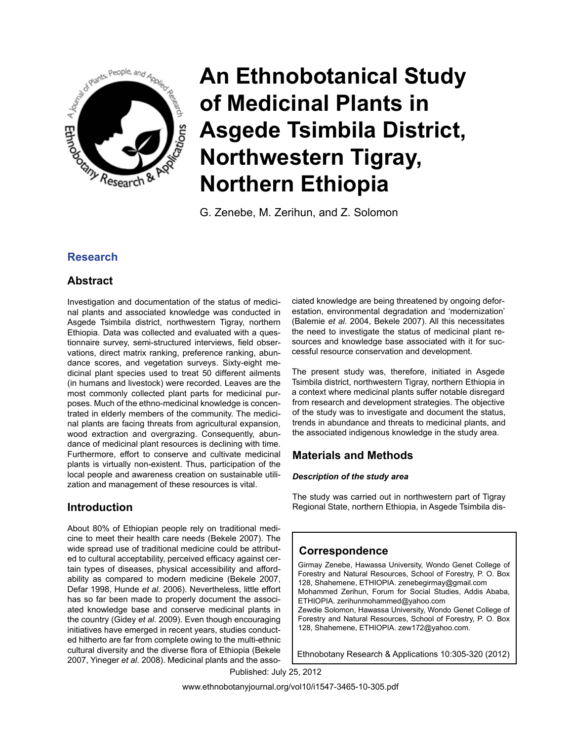# An Ethnobotanical Study of Medicinal Plants in Asgede Tsimbila District, Northwestern Tigray, Northern Ethiopia

G. Zenebe, M. Zerihun, and Z. Solomon

## Research

## Abstract

Investigation and documentation of the status of medicinal plants and associated knowledge was conducted in Asgede Tsimbila district, northwestern Tigray, northern Ethiopia. Data was collected and evaluated with a questionnaire survey, semi-structured interviews, field observations, direct matrix ranking, preference ranking, abundance scores, and vegetation surveys. Sixty-eight medicinal plant species used to treat 50 different ailments (in humans and livestock) were recorded. Leaves are the most commonly collected plant parts for medicinal purposes. Much of the ethno-medicinal knowledge is concentrated in elderly members of the community. The medicinal plants are facing threats from agricultural expansion, wood extraction and overgrazing. Consequently, abundance of medicinal plant resources is declining with time. Furthermore, effort to conserve and cultivate medicinal plants is virtually non-existent. Thus, participation of the local people and awareness creation on sustainable utilization and management of these resources is vital.

## Introduction

About 80% of Ethiopian people rely on traditional medicine to meet their health care needs (Bekele 2007). The wide spread use of traditional medicine could be attributed to cultural acceptability, perceived efficacy against certain types of diseases, physical accessibility and affordability as compared to modern medicine (Bekele 2007, Defar 1998, Hunde *et al*. 2006). Nevertheless, little effort has so far been made to properly document the associated knowledge base and conserve medicinal plants in the country (Gidey *et al*. 2009). Even though encouraging initiatives have emerged in recent years, studies conducted hitherto are far from complete owing to the multi-ethnic cultural diversity and the diverse flora of Ethiopia (Bekele 2007, Yineger *et al*. 2008). Medicinal plants and the associated knowledge are being threatened by ongoing deforestation, environmental degradation and 'modernization' (Balemie *et al*. 2004, Bekele 2007). All this necessitates the need to investigate the status of medicinal plant resources and knowledge base associated with it for successful resource conservation and development.

The present study was, therefore, initiated in Asgede Tsimbila district, northwestern Tigray, northern Ethiopia in a context where medicinal plants suffer notable disregard from research and development strategies. The objective of the study was to investigate and document the status, trends in abundance and threats to medicinal plants, and the associated indigenous knowledge in the study area.

## Materials and Methods

### *Description of the study area*

The study was carried out in northwestern part of Tigray Regional State, northern Ethiopia, in Asgede Tsimbila dis-

## Correspondence

Girmay Zenebe, Hawassa University, Wondo Genet College of Forestry and Natural Resources, School of Forestry, P. O. Box 128, Shahemene, ETHIOPIA. zenebegirmay@gmail.com
Mohammed Zerihun, Forum for Social Studies, Addis Ababa, ETHIOPIA. zerihunmohammed@yahoo.com
Zewdie Solomon, Hawassa University, Wondo Genet College of Forestry and Natural Resources, School of Forestry, P. O. Box 128, Shahemene, ETHIOPIA. zew172@yahoo.com.

Published: July 25, 2012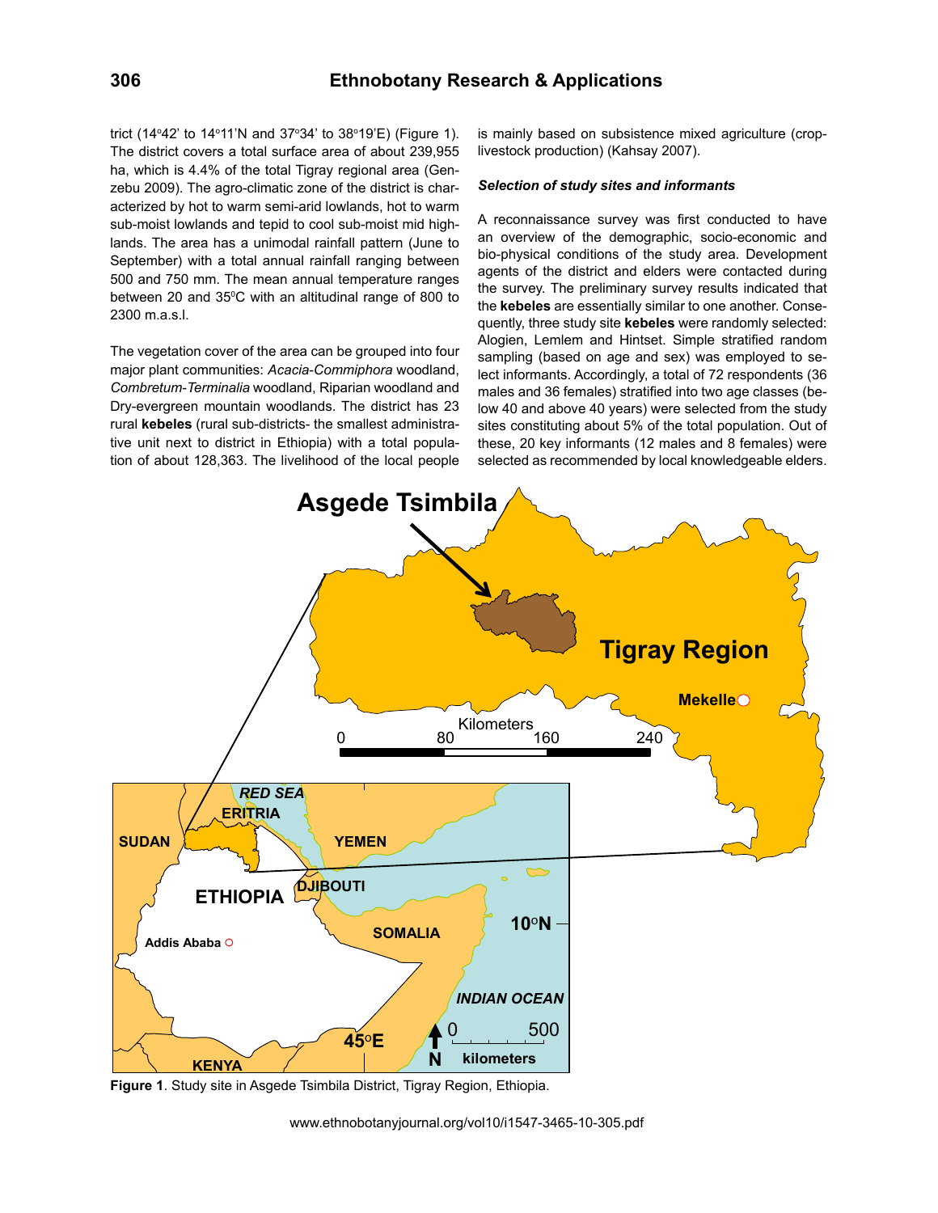trict (14°42' to 14°11'N and 37°34' to 38°19'E) (Figure 1). The district covers a total surface area of about 239,955 ha, which is 4.4% of the total Tigray regional area (Genzebu 2009). The agro-climatic zone of the district is characterized by hot to warm semi-arid lowlands, hot to warm sub-moist lowlands and tepid to cool sub-moist mid highlands. The area has a unimodal rainfall pattern (June to September) with a total annual rainfall ranging between 500 and 750 mm. The mean annual temperature ranges between 20 and 35°C with an altitudinal range of 800 to 2300 m.a.s.l.

The vegetation cover of the area can be grouped into four major plant communities: *Acacia-Commiphora* woodland, *Combretum-Terminalia* woodland, Riparian woodland and Dry-evergreen mountain woodlands. The district has 23 rural **kebeles** (rural sub-districts- the smallest administrative unit next to district in Ethiopia) with a total population of about 128,363. The livelihood of the local people is mainly based on subsistence mixed agriculture (crop-livestock production) (Kahsay 2007).

***Selection of study sites and informants***

A reconnaissance survey was first conducted to have an overview of the demographic, socio-economic and bio-physical conditions of the study area. Development agents of the district and elders were contacted during the survey. The preliminary survey results indicated that the **kebeles** are essentially similar to one another. Consequently, three study site **kebeles** were randomly selected: Alogien, Lemlem and Hintset. Simple stratified random sampling (based on age and sex) was employed to select informants. Accordingly, a total of 72 respondents (36 males and 36 females) stratified into two age classes (below 40 and above 40 years) were selected from the study sites constituting about 5% of the total population. Out of these, 20 key informants (12 males and 8 females) were selected as recommended by local knowledgeable elders.

**Figure 1**. Study site in Asgede Tsimbila District, Tigray Region, Ethiopia.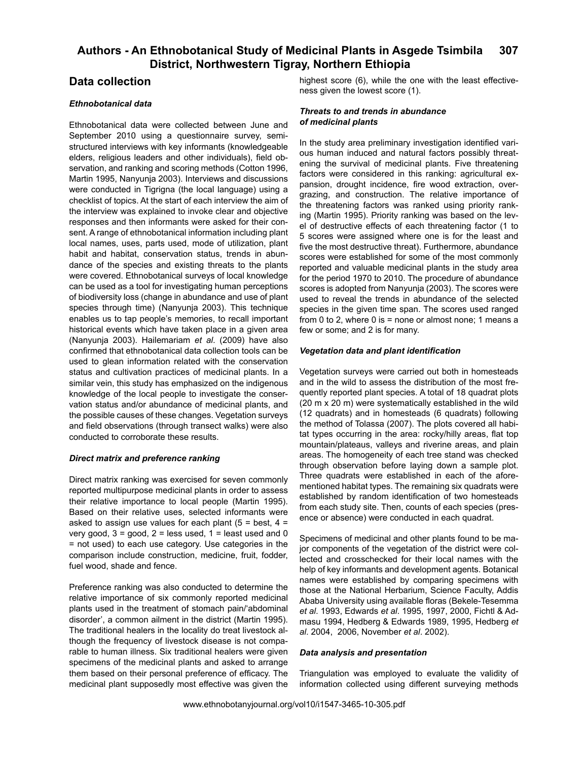## Data collection

### *Ethnobotanical data*

Ethnobotanical data were collected between June and September 2010 using a questionnaire survey, semi-structured interviews with key informants (knowledgeable elders, religious leaders and other individuals), field observation, and ranking and scoring methods (Cotton 1996, Martin 1995, Nanyunja 2003). Interviews and discussions were conducted in Tigrigna (the local language) using a checklist of topics. At the start of each interview the aim of the interview was explained to invoke clear and objective responses and then informants were asked for their consent. A range of ethnobotanical information including plant local names, uses, parts used, mode of utilization, plant habit and habitat, conservation status, trends in abundance of the species and existing threats to the plants were covered. Ethnobotanical surveys of local knowledge can be used as a tool for investigating human perceptions of biodiversity loss (change in abundance and use of plant species through time) (Nanyunja 2003). This technique enables us to tap people's memories, to recall important historical events which have taken place in a given area (Nanyunja 2003). Hailemariam *et al*. (2009) have also confirmed that ethnobotanical data collection tools can be used to glean information related with the conservation status and cultivation practices of medicinal plants. In a similar vein, this study has emphasized on the indigenous knowledge of the local people to investigate the conservation status and/or abundance of medicinal plants, and the possible causes of these changes. Vegetation surveys and field observations (through transect walks) were also conducted to corroborate these results.

### *Direct matrix and preference ranking*

Direct matrix ranking was exercised for seven commonly reported multipurpose medicinal plants in order to assess their relative importance to local people (Martin 1995). Based on their relative uses, selected informants were asked to assign use values for each plant (5 = best, 4 = very good, 3 = good, 2 = less used, 1 = least used and 0 = not used) to each use category. Use categories in the comparison include construction, medicine, fruit, fodder, fuel wood, shade and fence.

Preference ranking was also conducted to determine the relative importance of six commonly reported medicinal plants used in the treatment of stomach pain/'abdominal disorder', a common ailment in the district (Martin 1995). The traditional healers in the locality do treat livestock although the frequency of livestock disease is not comparable to human illness. Six traditional healers were given specimens of the medicinal plants and asked to arrange them based on their personal preference of efficacy. The medicinal plant supposedly most effective was given the highest score (6), while the one with the least effectiveness given the lowest score (1).

### *Threats to and trends in abundance of medicinal plants*

In the study area preliminary investigation identified various human induced and natural factors possibly threatening the survival of medicinal plants. Five threatening factors were considered in this ranking: agricultural expansion, drought incidence, fire wood extraction, overgrazing, and construction. The relative importance of the threatening factors was ranked using priority ranking (Martin 1995). Priority ranking was based on the level of destructive effects of each threatening factor (1 to 5 scores were assigned where one is for the least and five the most destructive threat). Furthermore, abundance scores were established for some of the most commonly reported and valuable medicinal plants in the study area for the period 1970 to 2010. The procedure of abundance scores is adopted from Nanyunja (2003). The scores were used to reveal the trends in abundance of the selected species in the given time span. The scores used ranged from 0 to 2, where 0 is = none or almost none; 1 means a few or some; and 2 is for many.

### *Vegetation data and plant identification*

Vegetation surveys were carried out both in homesteads and in the wild to assess the distribution of the most frequently reported plant species. A total of 18 quadrat plots (20 m x 20 m) were systematically established in the wild (12 quadrats) and in homesteads (6 quadrats) following the method of Tolassa (2007). The plots covered all habitat types occurring in the area: rocky/hilly areas, flat top mountain/plateaus, valleys and riverine areas, and plain areas. The homogeneity of each tree stand was checked through observation before laying down a sample plot. Three quadrats were established in each of the aforementioned habitat types. The remaining six quadrats were established by random identification of two homesteads from each study site. Then, counts of each species (presence or absence) were conducted in each quadrat.

Specimens of medicinal and other plants found to be major components of the vegetation of the district were collected and crosschecked for their local names with the help of key informants and development agents. Botanical names were established by comparing specimens with those at the National Herbarium, Science Faculty, Addis Ababa University using available floras (Bekele-Tesemma *et al*. 1993, Edwards *et al*. 1995, 1997, 2000, Fichtl & Admasu 1994, Hedberg & Edwards 1989, 1995, Hedberg *et al*. 2004, 2006, November *et al*. 2002).

### *Data analysis and presentation*

Triangulation was employed to evaluate the validity of information collected using different surveying methods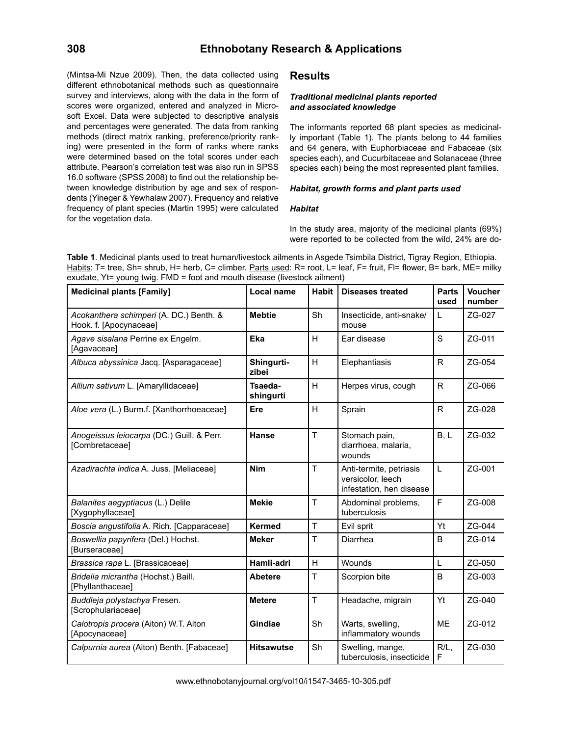(Mintsa-Mi Nzue 2009). Then, the data collected using different ethnobotanical methods such as questionnaire survey and interviews, along with the data in the form of scores were organized, entered and analyzed in Microsoft Excel. Data were subjected to descriptive analysis and percentages were generated. The data from ranking methods (direct matrix ranking, preference/priority ranking) were presented in the form of ranks where ranks were determined based on the total scores under each attribute. Pearson's correlation test was also run in SPSS 16.0 software (SPSS 2008) to find out the relationship between knowledge distribution by age and sex of respondents (Yineger & Yewhalaw 2007). Frequency and relative frequency of plant species (Martin 1995) were calculated for the vegetation data.

## Results

### *Traditional medicinal plants reported and associated knowledge*

The informants reported 68 plant species as medicinally important (Table 1). The plants belong to 44 families and 64 genera, with Euphorbiaceae and Fabaceae (six species each), and Cucurbitaceae and Solanaceae (three species each) being the most represented plant families.

### *Habitat, growth forms and plant parts used*

#### *Habitat*

In the study area, majority of the medicinal plants (69%) were reported to be collected from the wild, 24% are do-

**Table 1**. Medicinal plants used to treat human/livestock ailments in Asgede Tsimbila District, Tigray Region, Ethiopia. Habits: T= tree, Sh= shrub, H= herb, C= climber. Parts used: R= root, L= leaf, F= fruit, Fl= flower, B= bark, ME= milky exudate, Yt= young twig. FMD = foot and mouth disease (livestock ailment)

| Medicinal plants [Family] | Local name | Habit | Diseases treated | Parts used | Voucher number |
|---|---|---|---|---|---|
| *Acokanthera schimperi* (A. DC.) Benth. & Hook. f. [Apocynaceae] | **Mebtie** | Sh | Insecticide, anti-snake/ mouse | L | ZG-027 |
| *Agave sisalana* Perrine ex Engelm. [Agavaceae] | **Eka** | H | Ear disease | S | ZG-011 |
| *Albuca abyssinica* Jacq. [Asparagaceae] | **Shingurti-zibei** | H | Elephantiasis | R | ZG-054 |
| *Allium sativum* L. [Amaryllidaceae] | **Tsaeda-shingurti** | H | Herpes virus, cough | R | ZG-066 |
| *Aloe vera* (L.) Burm.f. [Xanthorrhoeaceae] | **Ere** | H | Sprain | R | ZG-028 |
| *Anogeissus leiocarpa* (DC.) Guill. & Perr. [Combretaceae] | **Hanse** | T | Stomach pain, diarrhoea, malaria, wounds | B, L | ZG-032 |
| *Azadirachta indica* A. Juss. [Meliaceae] | **Nim** | T | Anti-termite, petriasis versicolor, leech infestation, hen disease | L | ZG-001 |
| *Balanites aegyptiacus* (L.) Delile [Xygophyllaceae] | **Mekie** | T | Abdominal problems, tuberculosis | F | ZG-008 |
| *Boscia angustifolia* A. Rich. [Capparaceae] | **Kermed** | T | Evil sprit | Yt | ZG-044 |
| *Boswellia papyrifera* (Del.) Hochst. [Burseraceae] | **Meker** | T | Diarrhea | B | ZG-014 |
| *Brassica rapa* L. [Brassicaceae] | **Hamli-adri** | H | Wounds | L | ZG-050 |
| *Bridelia micrantha* (Hochst.) Baill. [Phyllanthaceae] | **Abetere** | T | Scorpion bite | B | ZG-003 |
| *Buddleja polystachya* Fresen. [Scrophulariaceae] | **Metere** | T | Headache, migrain | Yt | ZG-040 |
| *Calotropis procera* (Aiton) W.T. Aiton [Apocynaceae] | **Gindiae** | Sh | Warts, swelling, inflammatory wounds | ME | ZG-012 |
| *Calpurnia aurea* (Aiton) Benth. [Fabaceae] | **Hitsawutse** | Sh | Swelling, mange, tuberculosis, insecticide | R/L, F | ZG-030 |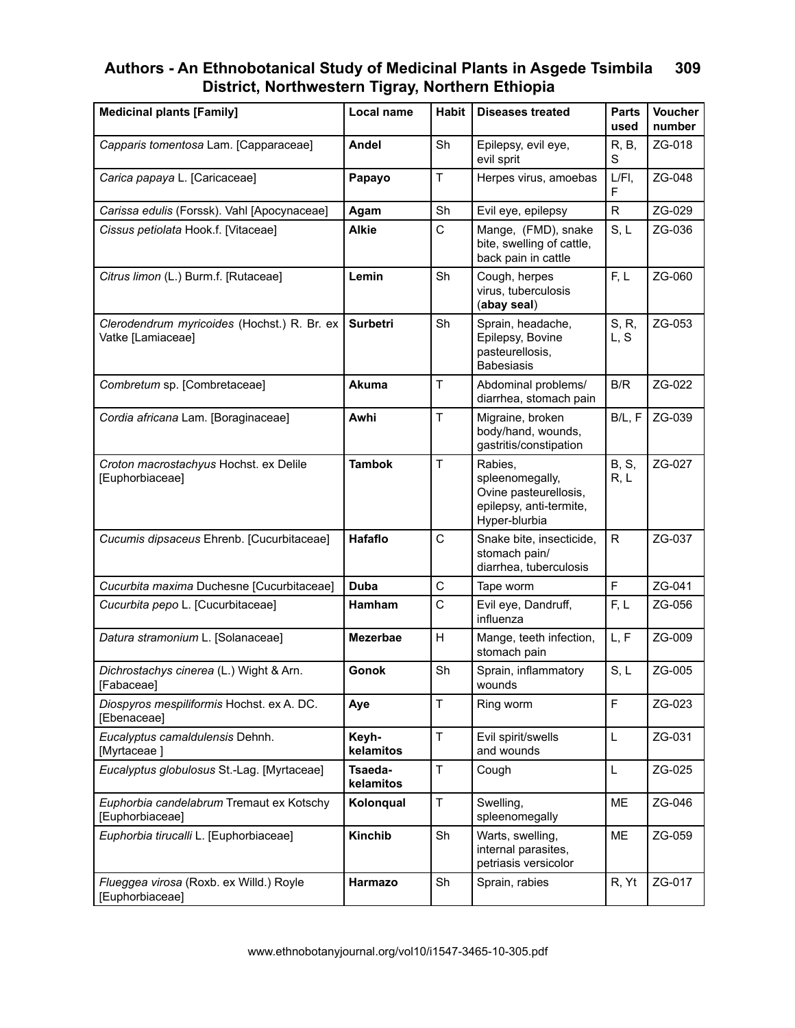| Medicinal plants [Family] | Local name | Habit | Diseases treated | Parts used | Voucher number |
|---|---|---|---|---|---|
| *Capparis tomentosa* Lam. [Capparaceae] | **Andel** | Sh | Epilepsy, evil eye, evil sprit | R, B, S | ZG-018 |
| *Carica papaya* L. [Caricaceae] | **Papayo** | T | Herpes virus, amoebas | L/Fl, F | ZG-048 |
| *Carissa edulis* (Forssk). Vahl [Apocynaceae] | **Agam** | Sh | Evil eye, epilepsy | R | ZG-029 |
| *Cissus petiolata* Hook.f. [Vitaceae] | **Alkie** | C | Mange, (FMD), snake bite, swelling of cattle, back pain in cattle | S, L | ZG-036 |
| *Citrus limon* (L.) Burm.f. [Rutaceae] | **Lemin** | Sh | Cough, herpes virus, tuberculosis (**abay seal**) | F, L | ZG-060 |
| *Clerodendrum myricoides* (Hochst.) R. Br. ex Vatke [Lamiaceae] | **Surbetri** | Sh | Sprain, headache, Epilepsy, Bovine pasteurellosis, Babesiasis | S, R, L, S | ZG-053 |
| *Combretum* sp. [Combretaceae] | **Akuma** | T | Abdominal problems/ diarrhea, stomach pain | B/R | ZG-022 |
| *Cordia africana* Lam. [Boraginaceae] | **Awhi** | T | Migraine, broken body/hand, wounds, gastritis/constipation | B/L, F | ZG-039 |
| *Croton macrostachyus* Hochst. ex Delile [Euphorbiaceae] | **Tambok** | T | Rabies, spleenomegally, Ovine pasteurellosis, epilepsy, anti-termite, Hyper-blurbia | B, S, R, L | ZG-027 |
| *Cucumis dipsaceus* Ehrenb. [Cucurbitaceae] | **Hafaflo** | C | Snake bite, insecticide, stomach pain/ diarrhea, tuberculosis | R | ZG-037 |
| *Cucurbita maxima* Duchesne [Cucurbitaceae] | **Duba** | C | Tape worm | F | ZG-041 |
| *Cucurbita pepo* L. [Cucurbitaceae] | **Hamham** | C | Evil eye, Dandruff, influenza | F, L | ZG-056 |
| *Datura stramonium* L. [Solanaceae] | **Mezerbae** | H | Mange, teeth infection, stomach pain | L, F | ZG-009 |
| *Dichrostachys cinerea* (L.) Wight & Arn. [Fabaceae] | **Gonok** | Sh | Sprain, inflammatory wounds | S, L | ZG-005 |
| *Diospyros mespiliformis* Hochst. ex A. DC. [Ebenaceae] | **Aye** | T | Ring worm | F | ZG-023 |
| *Eucalyptus camaldulensis* Dehnh. [Myrtaceae ] | **Keyh-kelamitos** | T | Evil spirit/swells and wounds | L | ZG-031 |
| *Eucalyptus globulosus* St.-Lag. [Myrtaceae] | **Tsaeda-kelamitos** | T | Cough | L | ZG-025 |
| *Euphorbia candelabrum* Tremaut ex Kotschy [Euphorbiaceae] | **Kolonqual** | T | Swelling, spleenomegally | ME | ZG-046 |
| *Euphorbia tirucalli* L. [Euphorbiaceae] | **Kinchib** | Sh | Warts, swelling, internal parasites, petriasis versicolor | ME | ZG-059 |
| *Flueggea virosa* (Roxb. ex Willd.) Royle [Euphorbiaceae] | **Harmazo** | Sh | Sprain, rabies | R, Yt | ZG-017 |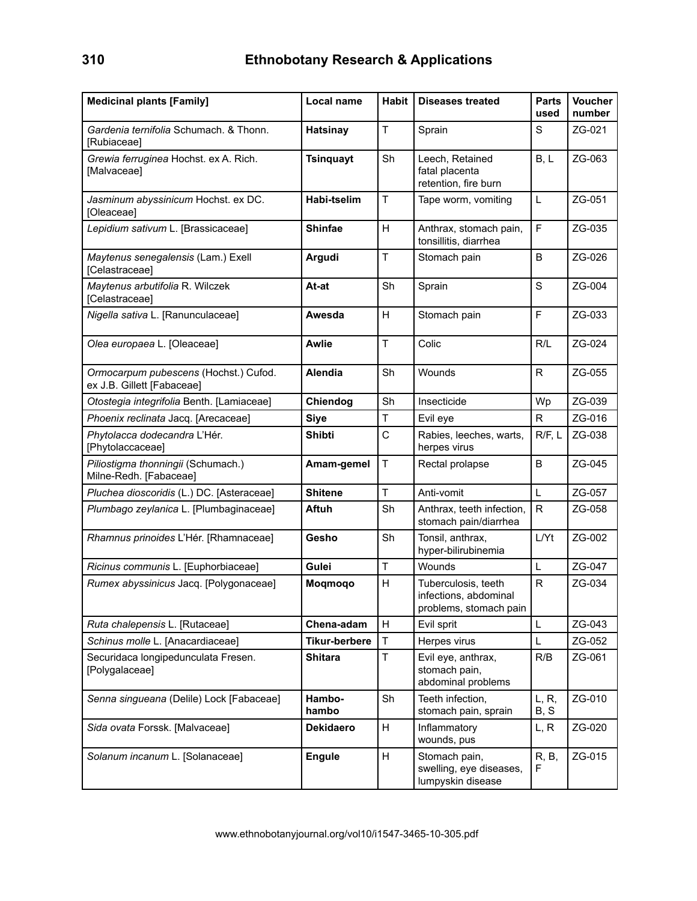| Medicinal plants [Family] | Local name | Habit | Diseases treated | Parts used | Voucher number |
|---|---|---|---|---|---|
| *Gardenia ternifolia* Schumach. & Thonn. [Rubiaceae] | **Hatsinay** | T | Sprain | S | ZG-021 |
| *Grewia ferruginea* Hochst. ex A. Rich. [Malvaceae] | **Tsinquayt** | Sh | Leech, Retained fatal placenta retention, fire burn | B, L | ZG-063 |
| *Jasminum abyssinicum* Hochst. ex DC. [Oleaceae] | **Habi-tselim** | T | Tape worm, vomiting | L | ZG-051 |
| *Lepidium sativum* L. [Brassicaceae] | **Shinfae** | H | Anthrax, stomach pain, tonsillitis, diarrhea | F | ZG-035 |
| *Maytenus senegalensis* (Lam.) Exell [Celastraceae] | **Argudi** | T | Stomach pain | B | ZG-026 |
| *Maytenus arbutifolia* R. Wilczek [Celastraceae] | **At-at** | Sh | Sprain | S | ZG-004 |
| *Nigella sativa* L. [Ranunculaceae] | **Awesda** | H | Stomach pain | F | ZG-033 |
| *Olea europaea* L. [Oleaceae] | **Awlie** | T | Colic | R/L | ZG-024 |
| *Ormocarpum pubescens* (Hochst.) Cufod. ex J.B. Gillett [Fabaceae] | **Alendia** | Sh | Wounds | R | ZG-055 |
| *Otostegia integrifolia* Benth. [Lamiaceae] | **Chiendog** | Sh | Insecticide | Wp | ZG-039 |
| *Phoenix reclinata* Jacq. [Arecaceae] | **Siye** | T | Evil eye | R | ZG-016 |
| *Phytolacca dodecandra* L'Hér. [Phytolaccaceae] | **Shibti** | C | Rabies, leeches, warts, herpes virus | R/F, L | ZG-038 |
| *Piliostigma thonningii* (Schumach.) Milne-Redh. [Fabaceae] | **Amam-gemel** | T | Rectal prolapse | B | ZG-045 |
| *Pluchea dioscoridis* (L.) DC. [Asteraceae] | **Shitene** | T | Anti-vomit | L | ZG-057 |
| *Plumbago zeylanica* L. [Plumbaginaceae] | **Aftuh** | Sh | Anthrax, teeth infection, stomach pain/diarrhea | R | ZG-058 |
| *Rhamnus prinoides* L'Hér. [Rhamnaceae] | **Gesho** | Sh | Tonsil, anthrax, hyper-bilirubinemia | L/Yt | ZG-002 |
| *Ricinus communis* L. [Euphorbiaceae] | **Gulei** | T | Wounds | L | ZG-047 |
| *Rumex abyssinicus* Jacq. [Polygonaceae] | **Moqmoqo** | H | Tuberculosis, teeth infections, abdominal problems, stomach pain | R | ZG-034 |
| *Ruta chalepensis* L. [Rutaceae] | **Chena-adam** | H | Evil sprit | L | ZG-043 |
| *Schinus molle* L. [Anacardiaceae] | **Tikur-berbere** | T | Herpes virus | L | ZG-052 |
| Securidaca longipedunculata Fresen. [Polygalaceae] | **Shitara** | T | Evil eye, anthrax, stomach pain, abdominal problems | R/B | ZG-061 |
| *Senna singueana* (Delile) Lock [Fabaceae] | **Hambo-hambo** | Sh | Teeth infection, stomach pain, sprain | L, R, B, S | ZG-010 |
| *Sida ovata* Forssk. [Malvaceae] | **Dekidaero** | H | Inflammatory wounds, pus | L, R | ZG-020 |
| *Solanum incanum* L. [Solanaceae] | **Engule** | H | Stomach pain, swelling, eye diseases, lumpyskin disease | R, B, F | ZG-015 |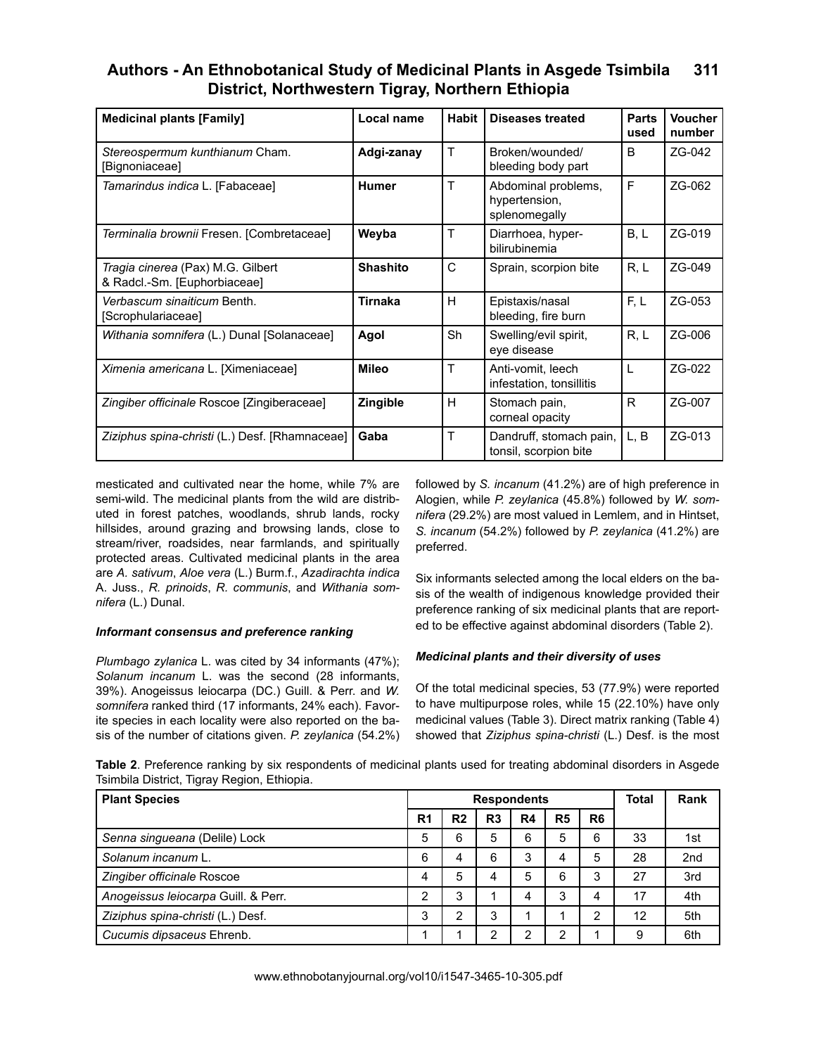| Medicinal plants [Family] | Local name | Habit | Diseases treated | Parts used | Voucher number |
|---|---|---|---|---|---|
| *Stereospermum kunthianum* Cham. [Bignoniaceae] | **Adgi-zanay** | T | Broken/wounded/ bleeding body part | B | ZG-042 |
| *Tamarindus indica* L. [Fabaceae] | **Humer** | T | Abdominal problems, hypertension, splenomegally | F | ZG-062 |
| *Terminalia brownii* Fresen. [Combretaceae] | **Weyba** | T | Diarrhoea, hyper-bilirubinemia | B, L | ZG-019 |
| *Tragia cinerea* (Pax) M.G. Gilbert & Radcl.-Sm. [Euphorbiaceae] | **Shashito** | C | Sprain, scorpion bite | R, L | ZG-049 |
| *Verbascum sinaiticum* Benth. [Scrophulariaceae] | **Tirnaka** | H | Epistaxis/nasal bleeding, fire burn | F, L | ZG-053 |
| *Withania somnifera* (L.) Dunal [Solanaceae] | **Agol** | Sh | Swelling/evil spirit, eye disease | R, L | ZG-006 |
| *Ximenia americana* L. [Ximeniaceae] | **Mileo** | T | Anti-vomit, leech infestation, tonsillitis | L | ZG-022 |
| *Zingiber officinale* Roscoe [Zingiberaceae] | **Zingible** | H | Stomach pain, corneal opacity | R | ZG-007 |
| *Ziziphus spina-christi* (L.) Desf. [Rhamnaceae] | **Gaba** | T | Dandruff, stomach pain, tonsil, scorpion bite | L, B | ZG-013 |

mesticated and cultivated near the home, while 7% are semi-wild. The medicinal plants from the wild are distributed in forest patches, woodlands, shrub lands, rocky hillsides, around grazing and browsing lands, close to stream/river, roadsides, near farmlands, and spiritually protected areas. Cultivated medicinal plants in the area are *A. sativum*, *Aloe vera* (L.) Burm.f., *Azadirachta indica* A. Juss., *R. prinoids*, *R. communis*, and *Withania somnifera* (L.) Dunal.

***Informant consensus and preference ranking***

*Plumbago zylanica* L. was cited by 34 informants (47%); *Solanum incanum* L. was the second (28 informants, 39%). Anogeissus leiocarpa (DC.) Guill. & Perr. and *W. somnifera* ranked third (17 informants, 24% each). Favorite species in each locality were also reported on the basis of the number of citations given. *P. zeylanica* (54.2%) followed by *S. incanum* (41.2%) are of high preference in Alogien, while *P. zeylanica* (45.8%) followed by *W. somnifera* (29.2%) are most valued in Lemlem, and in Hintset, *S. incanum* (54.2%) followed by *P. zeylanica* (41.2%) are preferred.

Six informants selected among the local elders on the basis of the wealth of indigenous knowledge provided their preference ranking of six medicinal plants that are reported to be effective against abdominal disorders (Table 2).

***Medicinal plants and their diversity of uses***

Of the total medicinal species, 53 (77.9%) were reported to have multipurpose roles, while 15 (22.10%) have only medicinal values (Table 3). Direct matrix ranking (Table 4) showed that *Ziziphus spina-christi* (L.) Desf. is the most

**Table 2**. Preference ranking by six respondents of medicinal plants used for treating abdominal disorders in Asgede Tsimbila District, Tigray Region, Ethiopia.

| Plant Species | Respondents | | | | | | Total | Rank |
|---|---|---|---|---|---|---|---|---|
| | R1 | R2 | R3 | R4 | R5 | R6 | | |
| *Senna singueana* (Delile) Lock | 5 | 6 | 5 | 6 | 5 | 6 | 33 | 1st |
| *Solanum incanum* L. | 6 | 4 | 6 | 3 | 4 | 5 | 28 | 2nd |
| *Zingiber officinale* Roscoe | 4 | 5 | 4 | 5 | 6 | 3 | 27 | 3rd |
| *Anogeissus leiocarpa* Guill. & Perr. | 2 | 3 | 1 | 4 | 3 | 4 | 17 | 4th |
| *Ziziphus spina-christi* (L.) Desf. | 3 | 2 | 3 | 1 | 1 | 2 | 12 | 5th |
| *Cucumis dipsaceus* Ehrenb. | 1 | 1 | 2 | 2 | 2 | 1 | 9 | 6th |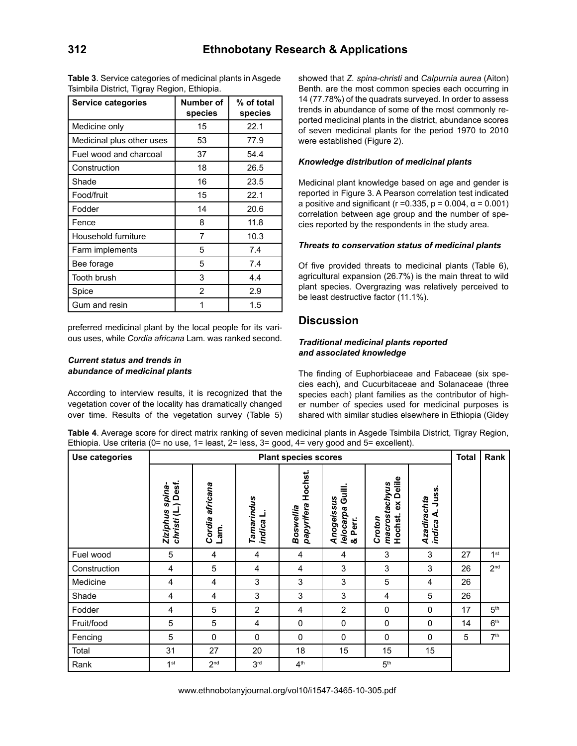**Table 3**. Service categories of medicinal plants in Asgede Tsimbila District, Tigray Region, Ethiopia.

| Service categories | Number of species | % of total species |
|---|---|---|
| Medicine only | 15 | 22.1 |
| Medicinal plus other uses | 53 | 77.9 |
| Fuel wood and charcoal | 37 | 54.4 |
| Construction | 18 | 26.5 |
| Shade | 16 | 23.5 |
| Food/fruit | 15 | 22.1 |
| Fodder | 14 | 20.6 |
| Fence | 8 | 11.8 |
| Household furniture | 7 | 10.3 |
| Farm implements | 5 | 7.4 |
| Bee forage | 5 | 7.4 |
| Tooth brush | 3 | 4.4 |
| Spice | 2 | 2.9 |
| Gum and resin | 1 | 1.5 |

preferred medicinal plant by the local people for its various uses, while *Cordia africana* Lam. was ranked second.

### *Current status and trends in abundance of medicinal plants*

According to interview results, it is recognized that the vegetation cover of the locality has dramatically changed over time. Results of the vegetation survey (Table 5) showed that *Z. spina-christi* and *Calpurnia aurea* (Aiton) Benth. are the most common species each occurring in 14 (77.78%) of the quadrats surveyed. In order to assess trends in abundance of some of the most commonly reported medicinal plants in the district, abundance scores of seven medicinal plants for the period 1970 to 2010 were established (Figure 2).

### *Knowledge distribution of medicinal plants*

Medicinal plant knowledge based on age and gender is reported in Figure 3. A Pearson correlation test indicated a positive and significant ($r = 0.335$, $p = 0.004$, $\alpha = 0.001$) correlation between age group and the number of species reported by the respondents in the study area.

### *Threats to conservation status of medicinal plants*

Of five provided threats to medicinal plants (Table 6), agricultural expansion (26.7%) is the main threat to wild plant species. Overgrazing was relatively perceived to be least destructive factor (11.1%).

## Discussion

### *Traditional medicinal plants reported and associated knowledge*

The finding of Euphorbiaceae and Fabaceae (six species each), and Cucurbitaceae and Solanaceae (three species each) plant families as the contributor of higher number of species used for medicinal purposes is shared with similar studies elsewhere in Ethiopia (Gidey

**Table 4**. Average score for direct matrix ranking of seven medicinal plants in Asgede Tsimbila District, Tigray Region, Ethiopia. Use criteria (0= no use, 1= least, 2= less, 3= good, 4= very good and 5= excellent).

| Use categories | Plant species scores | | | | | | | Total | Rank |
|---|---|---|---|---|---|---|---|---|---|
| | *Ziziphus spina-christi* (L.) Desf. | *Cordia africana* Lam. | *Tamarindus indica* L. | *Boswellia papyrifera* Hochst. | *Anogeissus leiocarpa* Guill. & Perr. | *Croton macrostachyus* Hochst. ex Delile | *Azadirachta indica* A. Juss. | | |
| Fuel wood | 5 | 4 | 4 | 4 | 4 | 3 | 3 | 27 | 1st |
| Construction | 4 | 5 | 4 | 4 | 3 | 3 | 3 | 26 | 2nd |
| Medicine | 4 | 4 | 3 | 3 | 3 | 5 | 4 | 26 | |
| Shade | 4 | 4 | 3 | 3 | 3 | 4 | 5 | 26 | |
| Fodder | 4 | 5 | 2 | 4 | 2 | 0 | 0 | 17 | 5th |
| Fruit/food | 5 | 5 | 4 | 0 | 0 | 0 | 0 | 14 | 6th |
| Fencing | 5 | 0 | 0 | 0 | 0 | 0 | 0 | 5 | 7th |
| Total | 31 | 27 | 20 | 18 | 15 | 15 | 15 | | |
| Rank | 1st | 2nd | 3rd | 4th | 5th | | | | |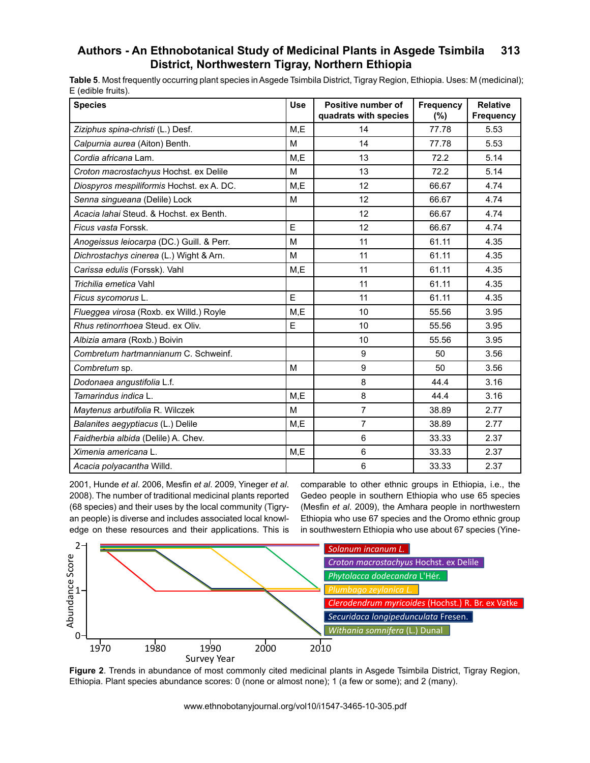**Table 5**. Most frequently occurring plant species in Asgede Tsimbila District, Tigray Region, Ethiopia. Uses: M (medicinal); E (edible fruits).

| Species | Use | Positive number of quadrats with species | Frequency (%) | Relative Frequency |
|---|---|---|---|---|
| *Ziziphus spina-christi* (L.) Desf. | M,E | 14 | 77.78 | 5.53 |
| *Calpurnia aurea* (Aiton) Benth. | M | 14 | 77.78 | 5.53 |
| *Cordia africana* Lam. | M,E | 13 | 72.2 | 5.14 |
| *Croton macrostachyus* Hochst. ex Delile | M | 13 | 72.2 | 5.14 |
| *Diospyros mespiliformis* Hochst. ex A. DC. | M,E | 12 | 66.67 | 4.74 |
| *Senna singueana* (Delile) Lock | M | 12 | 66.67 | 4.74 |
| *Acacia lahai* Steud. & Hochst. ex Benth. | | 12 | 66.67 | 4.74 |
| *Ficus vasta* Forssk. | E | 12 | 66.67 | 4.74 |
| *Anogeissus leiocarpa* (DC.) Guill. & Perr. | M | 11 | 61.11 | 4.35 |
| *Dichrostachys cinerea* (L.) Wight & Arn. | M | 11 | 61.11 | 4.35 |
| *Carissa edulis* (Forssk). Vahl | M,E | 11 | 61.11 | 4.35 |
| *Trichilia emetica* Vahl | | 11 | 61.11 | 4.35 |
| *Ficus sycomorus* L. | E | 11 | 61.11 | 4.35 |
| *Flueggea virosa* (Roxb. ex Willd.) Royle | M,E | 10 | 55.56 | 3.95 |
| *Rhus retinorrhoea* Steud. ex Oliv. | E | 10 | 55.56 | 3.95 |
| *Albizia amara* (Roxb.) Boivin | | 10 | 55.56 | 3.95 |
| *Combretum hartmannianum* C. Schweinf. | | 9 | 50 | 3.56 |
| *Combretum* sp. | M | 9 | 50 | 3.56 |
| *Dodonaea angustifolia* L.f. | | 8 | 44.4 | 3.16 |
| *Tamarindus indica* L. | M,E | 8 | 44.4 | 3.16 |
| *Maytenus arbutifolia* R. Wilczek | M | 7 | 38.89 | 2.77 |
| *Balanites aegyptiacus* (L.) Delile | M,E | 7 | 38.89 | 2.77 |
| *Faidherbia albida* (Delile) A. Chev. | | 6 | 33.33 | 2.37 |
| *Ximenia americana* L. | M,E | 6 | 33.33 | 2.37 |
| *Acacia polyacantha* Willd. | | 6 | 33.33 | 2.37 |

2001, Hunde *et al*. 2006, Mesfin *et al*. 2009, Yineger *et al*. 2008). The number of traditional medicinal plants reported (68 species) and their uses by the local community (Tigryan people) is diverse and includes associated local knowledge on these resources and their applications. This is comparable to other ethnic groups in Ethiopia, i.e., the Gedeo people in southern Ethiopia who use 65 species (Mesfin *et al*. 2009), the Amhara people in northwestern Ethiopia who use 67 species and the Oromo ethnic group in southwestern Ethiopia who use about 67 species (Yine-

**Figure 2**. Trends in abundance of most commonly cited medicinal plants in Asgede Tsimbila District, Tigray Region, Ethiopia. Plant species abundance scores: 0 (none or almost none); 1 (a few or some); and 2 (many).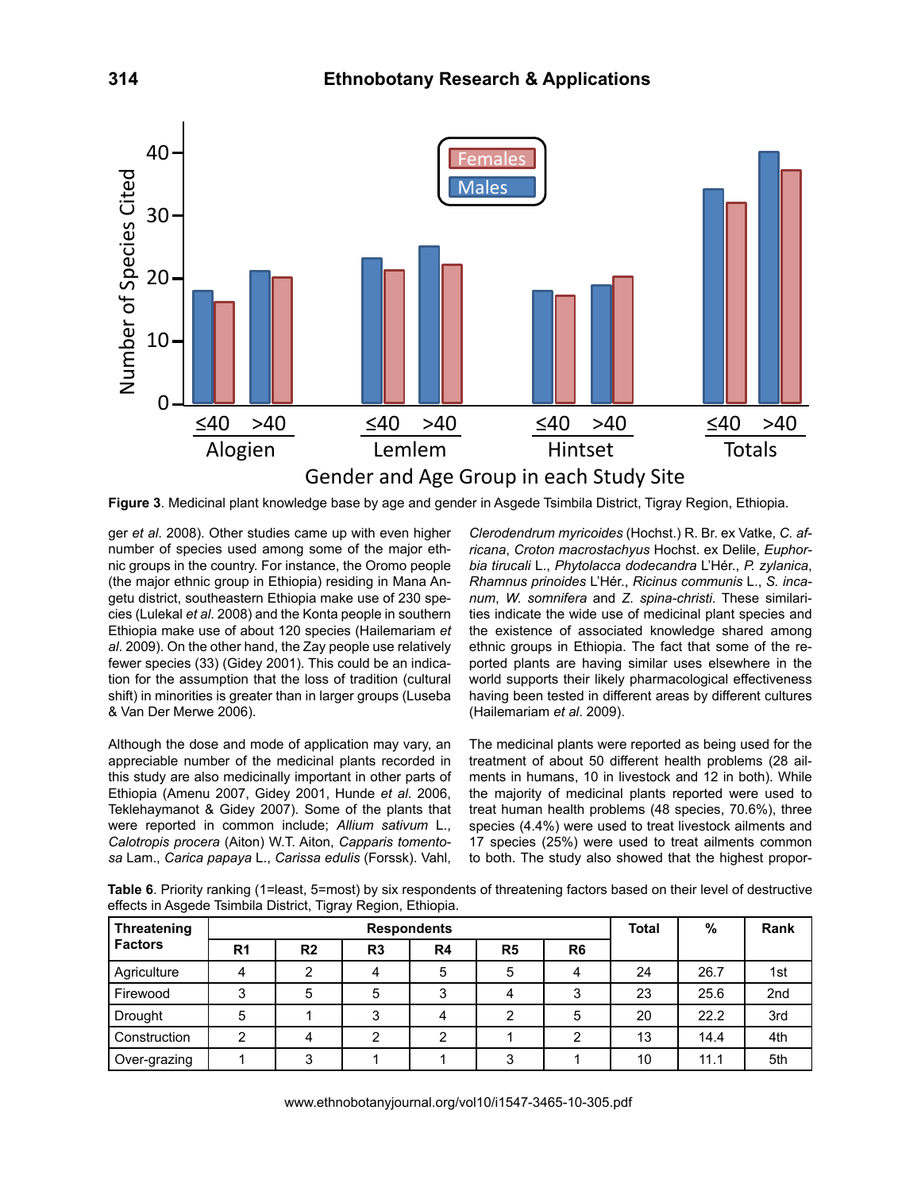**Figure 3**. Medicinal plant knowledge base by age and gender in Asgede Tsimbila District, Tigray Region, Ethiopia.

ger *et al*. 2008). Other studies came up with even higher number of species used among some of the major ethnic groups in the country. For instance, the Oromo people (the major ethnic group in Ethiopia) residing in Mana Angetu district, southeastern Ethiopia make use of 230 species (Lulekal *et al*. 2008) and the Konta people in southern Ethiopia make use of about 120 species (Hailemariam *et al*. 2009). On the other hand, the Zay people use relatively fewer species (33) (Gidey 2001). This could be an indication for the assumption that the loss of tradition (cultural shift) in minorities is greater than in larger groups (Luseba & Van Der Merwe 2006).

Although the dose and mode of application may vary, an appreciable number of the medicinal plants recorded in this study are also medicinally important in other parts of Ethiopia (Amenu 2007, Gidey 2001, Hunde *et al*. 2006, Teklehaymanot & Gidey 2007). Some of the plants that were reported in common include; *Allium sativum* L., *Calotropis procera* (Aiton) W.T. Aiton, *Capparis tomentosa* Lam., *Carica papaya* L., *Carissa edulis* (Forssk). Vahl, *Clerodendrum myricoides* (Hochst.) R. Br. ex Vatke, *C. africana*, *Croton macrostachyus* Hochst. ex Delile, *Euphorbia tirucali* L., *Phytolacca dodecandra* L'Hér., *P. zylanica*, *Rhamnus prinoides* L'Hér., *Ricinus communis* L., *S. incanum*, *W. somnifera* and *Z. spina-christi*. These similarities indicate the wide use of medicinal plant species and the existence of associated knowledge shared among ethnic groups in Ethiopia. The fact that some of the reported plants are having similar uses elsewhere in the world supports their likely pharmacological effectiveness having been tested in different areas by different cultures (Hailemariam *et al*. 2009).

The medicinal plants were reported as being used for the treatment of about 50 different health problems (28 ailments in humans, 10 in livestock and 12 in both). While the majority of medicinal plants reported were used to treat human health problems (48 species, 70.6%), three species (4.4%) were used to treat livestock ailments and 17 species (25%) were used to treat ailments common to both. The study also showed that the highest propor-

**Table 6**. Priority ranking (1=least, 5=most) by six respondents of threatening factors based on their level of destructive effects in Asgede Tsimbila District, Tigray Region, Ethiopia.

| Threatening Factors | Respondents | | | | | | Total | % | Rank |
|---|---|---|---|---|---|---|---|---|---|
| | R1 | R2 | R3 | R4 | R5 | R6 | | | |
| Agriculture | 4 | 2 | 4 | 5 | 5 | 4 | 24 | 26.7 | 1st |
| Firewood | 3 | 5 | 5 | 3 | 4 | 3 | 23 | 25.6 | 2nd |
| Drought | 5 | 1 | 3 | 4 | 2 | 5 | 20 | 22.2 | 3rd |
| Construction | 2 | 4 | 2 | 2 | 1 | 2 | 13 | 14.4 | 4th |
| Over-grazing | 1 | 3 | 1 | 1 | 3 | 1 | 10 | 11.1 | 5th |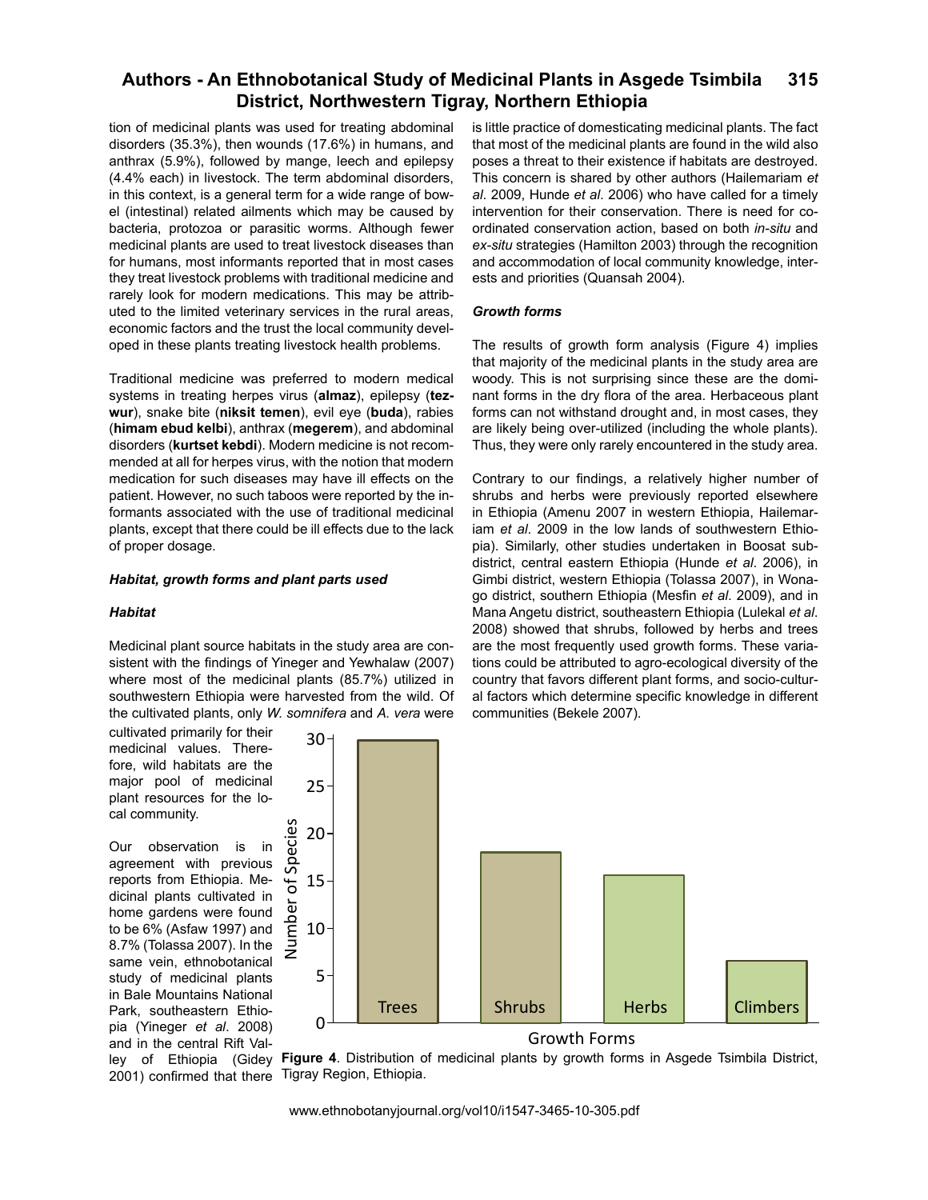tion of medicinal plants was used for treating abdominal disorders (35.3%), then wounds (17.6%) in humans, and anthrax (5.9%), followed by mange, leech and epilepsy (4.4% each) in livestock. The term abdominal disorders, in this context, is a general term for a wide range of bowel (intestinal) related ailments which may be caused by bacteria, protozoa or parasitic worms. Although fewer medicinal plants are used to treat livestock diseases than for humans, most informants reported that in most cases they treat livestock problems with traditional medicine and rarely look for modern medications. This may be attributed to the limited veterinary services in the rural areas, economic factors and the trust the local community developed in these plants treating livestock health problems.

Traditional medicine was preferred to modern medical systems in treating herpes virus (**almaz**), epilepsy (**tezwur**), snake bite (**niksit temen**), evil eye (**buda**), rabies (**himam ebud kelbi**), anthrax (**megerem**), and abdominal disorders (**kurtset kebdi**). Modern medicine is not recommended at all for herpes virus, with the notion that modern medication for such diseases may have ill effects on the patient. However, no such taboos were reported by the informants associated with the use of traditional medicinal plants, except that there could be ill effects due to the lack of proper dosage.

### *Habitat, growth forms and plant parts used*

#### *Habitat*

Medicinal plant source habitats in the study area are consistent with the findings of Yineger and Yewhalaw (2007) where most of the medicinal plants (85.7%) utilized in southwestern Ethiopia were harvested from the wild. Of the cultivated plants, only *W. somnifera* and *A. vera* were cultivated primarily for their medicinal values. Therefore, wild habitats are the major pool of medicinal plant resources for the local community.

Our observation is in agreement with previous reports from Ethiopia. Medicinal plants cultivated in home gardens were found to be 6% (Asfaw 1997) and 8.7% (Tolassa 2007). In the same vein, ethnobotanical study of medicinal plants in Bale Mountains National Park, southeastern Ethiopia (Yineger *et al*. 2008) and in the central Rift Valley of Ethiopia (Gidey 2001) confirmed that there is little practice of domesticating medicinal plants. The fact that most of the medicinal plants are found in the wild also poses a threat to their existence if habitats are destroyed. This concern is shared by other authors (Hailemariam *et al*. 2009, Hunde *et al*. 2006) who have called for a timely intervention for their conservation. There is need for coordinated conservation action, based on both *in-situ* and *ex-situ* strategies (Hamilton 2003) through the recognition and accommodation of local community knowledge, interests and priorities (Quansah 2004).

#### *Growth forms*

The results of growth form analysis (Figure 4) implies that majority of the medicinal plants in the study area are woody. This is not surprising since these are the dominant forms in the dry flora of the area. Herbaceous plant forms can not withstand drought and, in most cases, they are likely being over-utilized (including the whole plants). Thus, they were only rarely encountered in the study area.

Contrary to our findings, a relatively higher number of shrubs and herbs were previously reported elsewhere in Ethiopia (Amenu 2007 in western Ethiopia, Hailemariam *et al*. 2009 in the low lands of southwestern Ethiopia). Similarly, other studies undertaken in Boosat subdistrict, central eastern Ethiopia (Hunde *et al*. 2006), in Gimbi district, western Ethiopia (Tolassa 2007), in Wonago district, southern Ethiopia (Mesfin *et al*. 2009), and in Mana Angetu district, southeastern Ethiopia (Lulekal *et al*. 2008) showed that shrubs, followed by herbs and trees are the most frequently used growth forms. These variations could be attributed to agro-ecological diversity of the country that favors different plant forms, and socio-cultural factors which determine specific knowledge in different communities (Bekele 2007).

**Figure 4**. Distribution of medicinal plants by growth forms in Asgede Tsimbila District, Tigray Region, Ethiopia.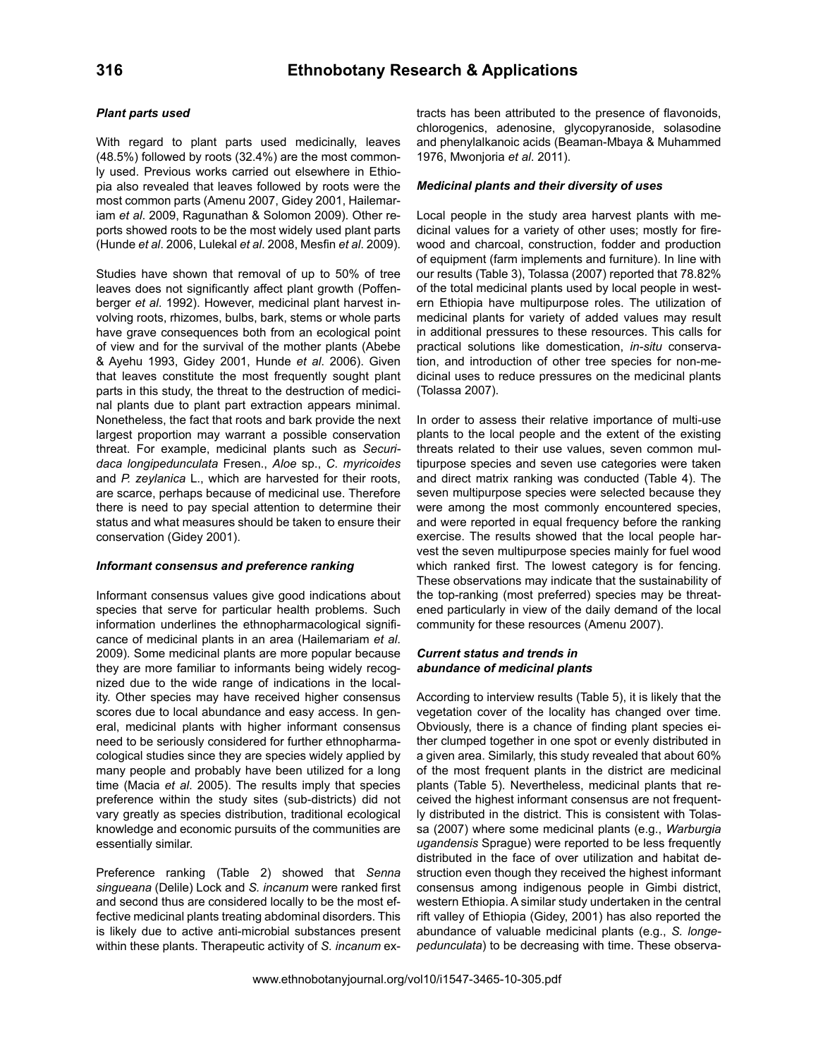### *Plant parts used*

With regard to plant parts used medicinally, leaves (48.5%) followed by roots (32.4%) are the most commonly used. Previous works carried out elsewhere in Ethiopia also revealed that leaves followed by roots were the most common parts (Amenu 2007, Gidey 2001, Hailemariam *et al*. 2009, Ragunathan & Solomon 2009). Other reports showed roots to be the most widely used plant parts (Hunde *et al*. 2006, Lulekal *et al*. 2008, Mesfin *et al*. 2009).

Studies have shown that removal of up to 50% of tree leaves does not significantly affect plant growth (Poffenberger *et al*. 1992). However, medicinal plant harvest involving roots, rhizomes, bulbs, bark, stems or whole parts have grave consequences both from an ecological point of view and for the survival of the mother plants (Abebe & Ayehu 1993, Gidey 2001, Hunde *et al*. 2006). Given that leaves constitute the most frequently sought plant parts in this study, the threat to the destruction of medicinal plants due to plant part extraction appears minimal. Nonetheless, the fact that roots and bark provide the next largest proportion may warrant a possible conservation threat. For example, medicinal plants such as *Securidaca longipedunculata* Fresen., *Aloe* sp., *C. myricoides* and *P. zeylanica* L., which are harvested for their roots, are scarce, perhaps because of medicinal use. Therefore there is need to pay special attention to determine their status and what measures should be taken to ensure their conservation (Gidey 2001).

### *Informant consensus and preference ranking*

Informant consensus values give good indications about species that serve for particular health problems. Such information underlines the ethnopharmacological significance of medicinal plants in an area (Hailemariam *et al*. 2009). Some medicinal plants are more popular because they are more familiar to informants being widely recognized due to the wide range of indications in the locality. Other species may have received higher consensus scores due to local abundance and easy access. In general, medicinal plants with higher informant consensus need to be seriously considered for further ethnopharmacological studies since they are species widely applied by many people and probably have been utilized for a long time (Macia *et al*. 2005). The results imply that species preference within the study sites (sub-districts) did not vary greatly as species distribution, traditional ecological knowledge and economic pursuits of the communities are essentially similar.

Preference ranking (Table 2) showed that *Senna singueana* (Delile) Lock and *S. incanum* were ranked first and second thus are considered locally to be the most effective medicinal plants treating abdominal disorders. This is likely due to active anti-microbial substances present within these plants. Therapeutic activity of *S. incanum* extracts has been attributed to the presence of flavonoids, chlorogenics, adenosine, glycopyranoside, solasodine and phenylalkanoic acids (Beaman-Mbaya & Muhammed 1976, Mwonjoria *et al*. 2011).

### *Medicinal plants and their diversity of uses*

Local people in the study area harvest plants with medicinal values for a variety of other uses; mostly for firewood and charcoal, construction, fodder and production of equipment (farm implements and furniture). In line with our results (Table 3), Tolassa (2007) reported that 78.82% of the total medicinal plants used by local people in western Ethiopia have multipurpose roles. The utilization of medicinal plants for variety of added values may result in additional pressures to these resources. This calls for practical solutions like domestication, *in-situ* conservation, and introduction of other tree species for non-medicinal uses to reduce pressures on the medicinal plants (Tolassa 2007).

In order to assess their relative importance of multi-use plants to the local people and the extent of the existing threats related to their use values, seven common multipurpose species and seven use categories were taken and direct matrix ranking was conducted (Table 4). The seven multipurpose species were selected because they were among the most commonly encountered species, and were reported in equal frequency before the ranking exercise. The results showed that the local people harvest the seven multipurpose species mainly for fuel wood which ranked first. The lowest category is for fencing. These observations may indicate that the sustainability of the top-ranking (most preferred) species may be threatened particularly in view of the daily demand of the local community for these resources (Amenu 2007).

### *Current status and trends in abundance of medicinal plants*

According to interview results (Table 5), it is likely that the vegetation cover of the locality has changed over time. Obviously, there is a chance of finding plant species either clumped together in one spot or evenly distributed in a given area. Similarly, this study revealed that about 60% of the most frequent plants in the district are medicinal plants (Table 5). Nevertheless, medicinal plants that received the highest informant consensus are not frequently distributed in the district. This is consistent with Tolassa (2007) where some medicinal plants (e.g., *Warburgia ugandensis* Sprague) were reported to be less frequently distributed in the face of over utilization and habitat destruction even though they received the highest informant consensus among indigenous people in Gimbi district, western Ethiopia. A similar study undertaken in the central rift valley of Ethiopia (Gidey, 2001) has also reported the abundance of valuable medicinal plants (e.g., *S. longepedunculata*) to be decreasing with time. These observa-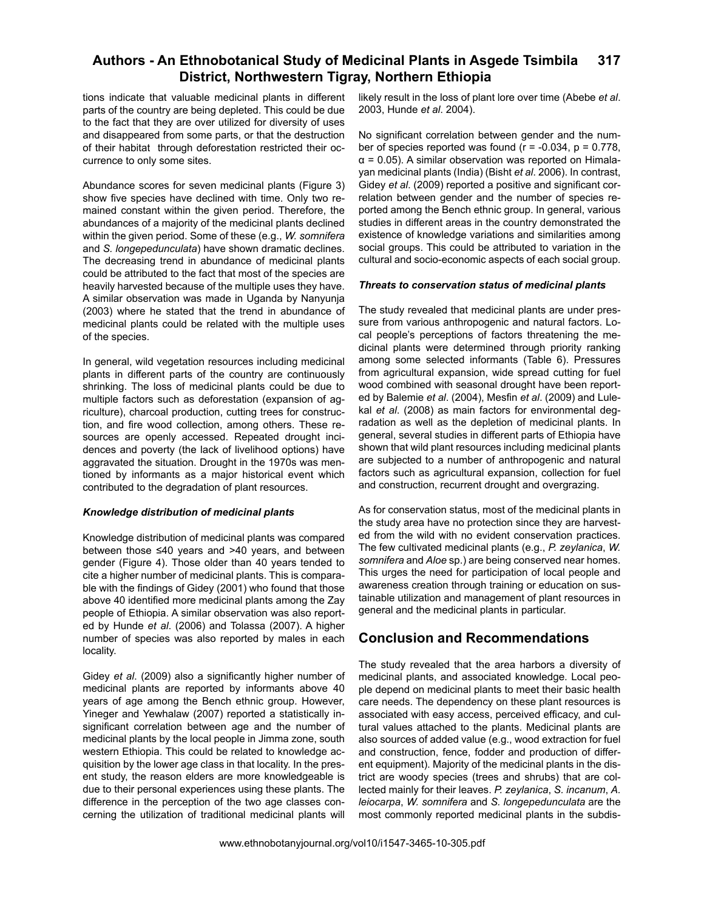tions indicate that valuable medicinal plants in different parts of the country are being depleted. This could be due to the fact that they are over utilized for diversity of uses and disappeared from some parts, or that the destruction of their habitat through deforestation restricted their occurrence to only some sites.

Abundance scores for seven medicinal plants (Figure 3) show five species have declined with time. Only two remained constant within the given period. Therefore, the abundances of a majority of the medicinal plants declined within the given period. Some of these (e.g., *W. somnifera* and *S. longepedunculata*) have shown dramatic declines. The decreasing trend in abundance of medicinal plants could be attributed to the fact that most of the species are heavily harvested because of the multiple uses they have. A similar observation was made in Uganda by Nanyunja (2003) where he stated that the trend in abundance of medicinal plants could be related with the multiple uses of the species.

In general, wild vegetation resources including medicinal plants in different parts of the country are continuously shrinking. The loss of medicinal plants could be due to multiple factors such as deforestation (expansion of agriculture), charcoal production, cutting trees for construction, and fire wood collection, among others. These resources are openly accessed. Repeated drought incidences and poverty (the lack of livelihood options) have aggravated the situation. Drought in the 1970s was mentioned by informants as a major historical event which contributed to the degradation of plant resources.

### *Knowledge distribution of medicinal plants*

Knowledge distribution of medicinal plants was compared between those ≤40 years and >40 years, and between gender (Figure 4). Those older than 40 years tended to cite a higher number of medicinal plants. This is comparable with the findings of Gidey (2001) who found that those above 40 identified more medicinal plants among the Zay people of Ethiopia. A similar observation was also reported by Hunde *et al*. (2006) and Tolassa (2007). A higher number of species was also reported by males in each locality.

Gidey *et al*. (2009) also a significantly higher number of medicinal plants are reported by informants above 40 years of age among the Bench ethnic group. However, Yineger and Yewhalaw (2007) reported a statistically insignificant correlation between age and the number of medicinal plants by the local people in Jimma zone, south western Ethiopia. This could be related to knowledge acquisition by the lower age class in that locality. In the present study, the reason elders are more knowledgeable is due to their personal experiences using these plants. The difference in the perception of the two age classes concerning the utilization of traditional medicinal plants will likely result in the loss of plant lore over time (Abebe *et al*. 2003, Hunde *et al*. 2004).

No significant correlation between gender and the number of species reported was found ($r = -0.034$, $p = 0.778$, $\alpha = 0.05$). A similar observation was reported on Himalayan medicinal plants (India) (Bisht *et al*. 2006). In contrast, Gidey *et al*. (2009) reported a positive and significant correlation between gender and the number of species reported among the Bench ethnic group. In general, various studies in different areas in the country demonstrated the existence of knowledge variations and similarities among social groups. This could be attributed to variation in the cultural and socio-economic aspects of each social group.

### *Threats to conservation status of medicinal plants*

The study revealed that medicinal plants are under pressure from various anthropogenic and natural factors. Local people's perceptions of factors threatening the medicinal plants were determined through priority ranking among some selected informants (Table 6). Pressures from agricultural expansion, wide spread cutting for fuel wood combined with seasonal drought have been reported by Balemie *et al*. (2004), Mesfin *et al*. (2009) and Lulekal *et al*. (2008) as main factors for environmental degradation as well as the depletion of medicinal plants. In general, several studies in different parts of Ethiopia have shown that wild plant resources including medicinal plants are subjected to a number of anthropogenic and natural factors such as agricultural expansion, collection for fuel and construction, recurrent drought and overgrazing.

As for conservation status, most of the medicinal plants in the study area have no protection since they are harvested from the wild with no evident conservation practices. The few cultivated medicinal plants (e.g., *P. zeylanica*, *W. somnifera* and *Aloe* sp.) are being conserved near homes. This urges the need for participation of local people and awareness creation through training or education on sustainable utilization and management of plant resources in general and the medicinal plants in particular.

## Conclusion and Recommendations

The study revealed that the area harbors a diversity of medicinal plants, and associated knowledge. Local people depend on medicinal plants to meet their basic health care needs. The dependency on these plant resources is associated with easy access, perceived efficacy, and cultural values attached to the plants. Medicinal plants are also sources of added value (e.g., wood extraction for fuel and construction, fence, fodder and production of different equipment). Majority of the medicinal plants in the district are woody species (trees and shrubs) that are collected mainly for their leaves. *P. zeylanica*, *S. incanum*, *A. leiocarpa*, *W. somnifera* and *S. longepedunculata* are the most commonly reported medicinal plants in the subdis-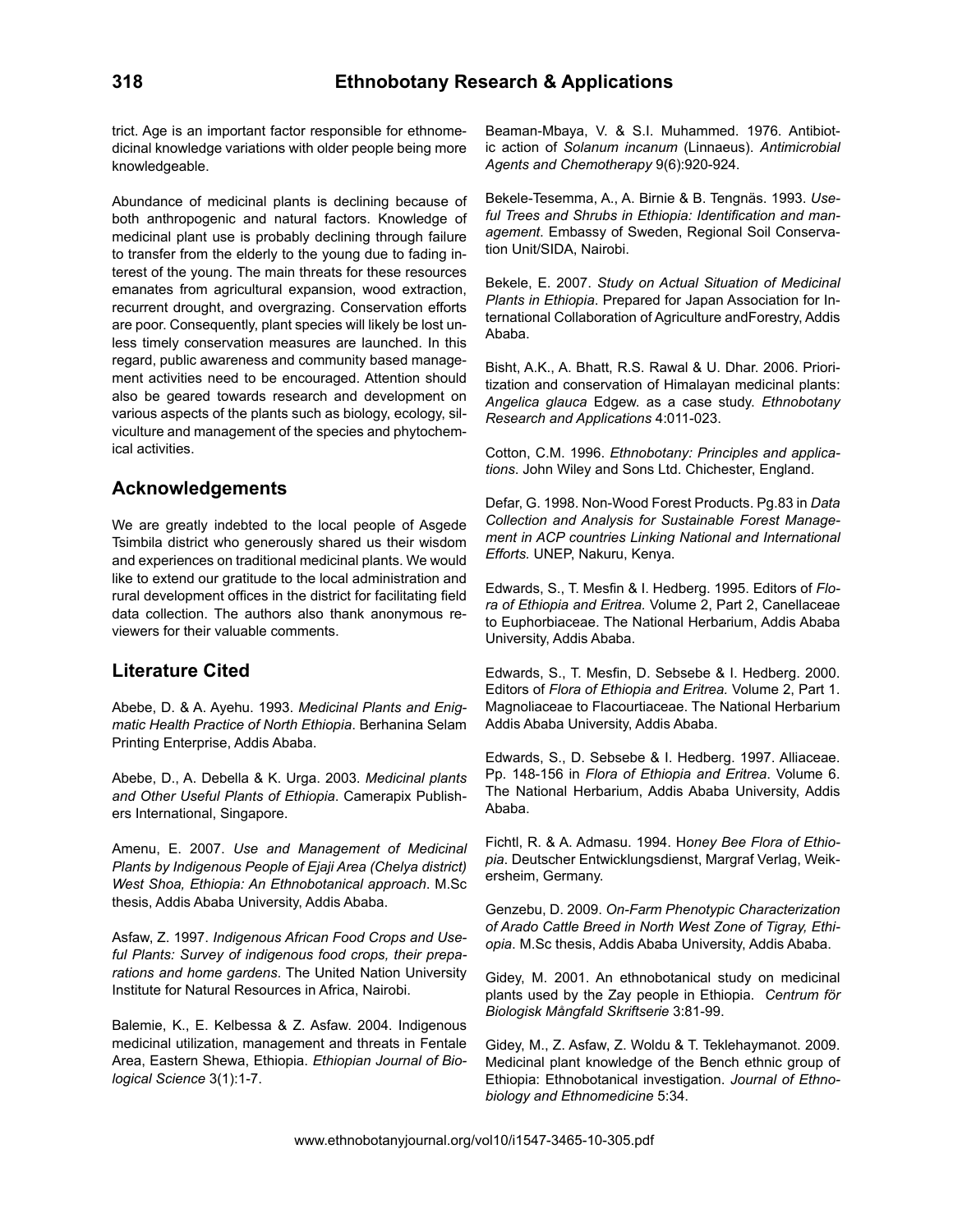trict. Age is an important factor responsible for ethnomedicinal knowledge variations with older people being more knowledgeable.

Abundance of medicinal plants is declining because of both anthropogenic and natural factors. Knowledge of medicinal plant use is probably declining through failure to transfer from the elderly to the young due to fading interest of the young. The main threats for these resources emanates from agricultural expansion, wood extraction, recurrent drought, and overgrazing. Conservation efforts are poor. Consequently, plant species will likely be lost unless timely conservation measures are launched. In this regard, public awareness and community based management activities need to be encouraged. Attention should also be geared towards research and development on various aspects of the plants such as biology, ecology, silviculture and management of the species and phytochemical activities.

## Acknowledgements

We are greatly indebted to the local people of Asgede Tsimbila district who generously shared us their wisdom and experiences on traditional medicinal plants. We would like to extend our gratitude to the local administration and rural development offices in the district for facilitating field data collection. The authors also thank anonymous reviewers for their valuable comments.

## Literature Cited

Abebe, D. & A. Ayehu. 1993. *Medicinal Plants and Enigmatic Health Practice of North Ethiopia*. Berhanina Selam Printing Enterprise, Addis Ababa.

Abebe, D., A. Debella & K. Urga. 2003. *Medicinal plants and Other Useful Plants of Ethiopia*. Camerapix Publishers International, Singapore.

Amenu, E. 2007. *Use and Management of Medicinal Plants by Indigenous People of Ejaji Area (Chelya district) West Shoa, Ethiopia: An Ethnobotanical approach*. M.Sc thesis, Addis Ababa University, Addis Ababa.

Asfaw, Z. 1997. *Indigenous African Food Crops and Useful Plants: Survey of indigenous food crops, their preparations and home gardens*. The United Nation University Institute for Natural Resources in Africa, Nairobi.

Balemie, K., E. Kelbessa & Z. Asfaw. 2004. Indigenous medicinal utilization, management and threats in Fentale Area, Eastern Shewa, Ethiopia. *Ethiopian Journal of Biological Science* 3(1):1-7.

Beaman-Mbaya, V. & S.I. Muhammed. 1976. Antibiotic action of *Solanum incanum* (Linnaeus). *Antimicrobial Agents and Chemotherapy* 9(6):920-924.

Bekele-Tesemma, A., A. Birnie & B. Tengnäs. 1993. *Useful Trees and Shrubs in Ethiopia: Identification and management*. Embassy of Sweden, Regional Soil Conservation Unit/SIDA, Nairobi.

Bekele, E. 2007. *Study on Actual Situation of Medicinal Plants in Ethiopia*. Prepared for Japan Association for International Collaboration of Agriculture andForestry, Addis Ababa.

Bisht, A.K., A. Bhatt, R.S. Rawal & U. Dhar. 2006. Prioritization and conservation of Himalayan medicinal plants: *Angelica glauca* Edgew. as a case study. *Ethnobotany Research and Applications* 4:011-023.

Cotton, C.M. 1996. *Ethnobotany: Principles and applications*. John Wiley and Sons Ltd. Chichester, England.

Defar, G. 1998. Non-Wood Forest Products. Pg.83 in *Data Collection and Analysis for Sustainable Forest Management in ACP countries Linking National and International Efforts.* UNEP, Nakuru, Kenya.

Edwards, S., T. Mesfin & I. Hedberg. 1995. Editors of *Flora of Ethiopia and Eritrea.* Volume 2, Part 2, Canellaceae to Euphorbiaceae. The National Herbarium, Addis Ababa University, Addis Ababa.

Edwards, S., T. Mesfin, D. Sebsebe & I. Hedberg. 2000. Editors of *Flora of Ethiopia and Eritrea.* Volume 2, Part 1. Magnoliaceae to Flacourtiaceae. The National Herbarium Addis Ababa University, Addis Ababa.

Edwards, S., D. Sebsebe & I. Hedberg. 1997. Alliaceae. Pp. 148-156 in *Flora of Ethiopia and Eritrea*. Volume 6. The National Herbarium, Addis Ababa University, Addis Ababa.

Fichtl, R. & A. Admasu. 1994. H*oney Bee Flora of Ethiopia*. Deutscher Entwicklungsdienst, Margraf Verlag, Weikersheim, Germany.

Genzebu, D. 2009. *On-Farm Phenotypic Characterization of Arado Cattle Breed in North West Zone of Tigray, Ethiopia*. M.Sc thesis, Addis Ababa University, Addis Ababa.

Gidey, M. 2001. An ethnobotanical study on medicinal plants used by the Zay people in Ethiopia. *Centrum för Biologisk Mångfald Skriftserie* 3:81-99.

Gidey, M., Z. Asfaw, Z. Woldu & T. Teklehaymanot. 2009. Medicinal plant knowledge of the Bench ethnic group of Ethiopia: Ethnobotanical investigation. *Journal of Ethnobiology and Ethnomedicine* 5:34.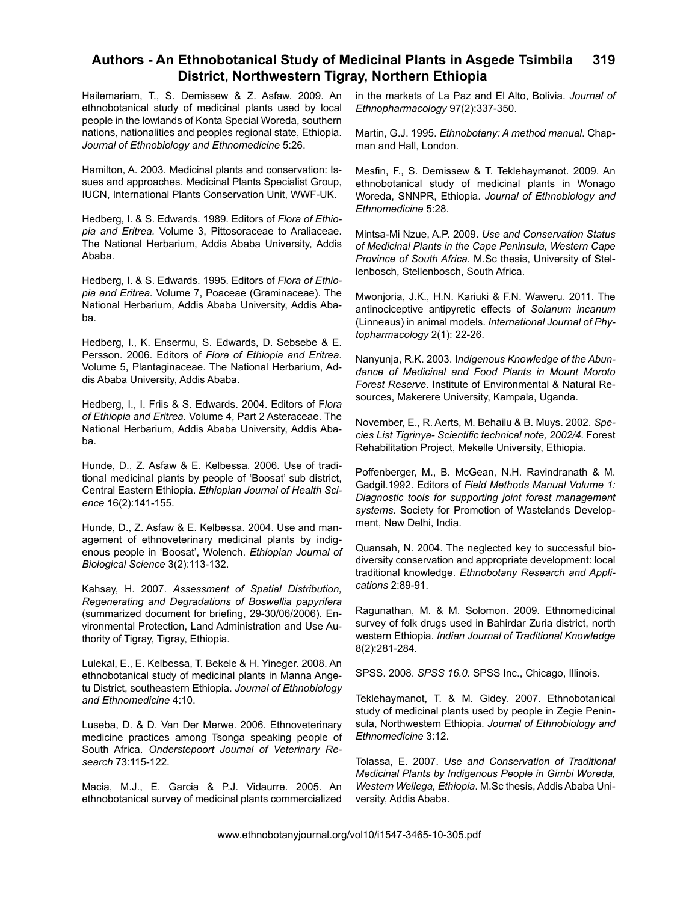Hailemariam, T., S. Demissew & Z. Asfaw. 2009. An ethnobotanical study of medicinal plants used by local people in the lowlands of Konta Special Woreda, southern nations, nationalities and peoples regional state, Ethiopia. *Journal of Ethnobiology and Ethnomedicine* 5:26.

Hamilton, A. 2003. Medicinal plants and conservation: Issues and approaches. Medicinal Plants Specialist Group, IUCN, International Plants Conservation Unit, WWF-UK.

Hedberg, I. & S. Edwards. 1989. Editors of *Flora of Ethiopia and Eritrea.* Volume 3, Pittosoraceae to Araliaceae. The National Herbarium, Addis Ababa University, Addis Ababa.

Hedberg, I. & S. Edwards. 1995. Editors of *Flora of Ethiopia and Eritrea.* Volume 7, Poaceae (Graminaceae). The National Herbarium, Addis Ababa University, Addis Ababa.

Hedberg, I., K. Ensermu, S. Edwards, D. Sebsebe & E. Persson. 2006. Editors of *Flora of Ethiopia and Eritrea*. Volume 5, Plantaginaceae. The National Herbarium, Addis Ababa University, Addis Ababa.

Hedberg, I., I. Friis & S. Edwards. 2004. Editors of F*lora of Ethiopia and Eritrea.* Volume 4, Part 2 Asteraceae. The National Herbarium, Addis Ababa University, Addis Ababa.

Hunde, D., Z. Asfaw & E. Kelbessa. 2006. Use of traditional medicinal plants by people of 'Boosat' sub district, Central Eastern Ethiopia. *Ethiopian Journal of Health Science* 16(2):141-155.

Hunde, D., Z. Asfaw & E. Kelbessa. 2004. Use and management of ethnoveterinary medicinal plants by indigenous people in 'Boosat', Wolench. *Ethiopian Journal of Biological Science* 3(2):113-132.

Kahsay, H. 2007. *Assessment of Spatial Distribution, Regenerating and Degradations of Boswellia papyrifera* (summarized document for briefing, 29-30/06/2006). Environmental Protection, Land Administration and Use Authority of Tigray, Tigray, Ethiopia.

Lulekal, E., E. Kelbessa, T. Bekele & H. Yineger. 2008. An ethnobotanical study of medicinal plants in Manna Angetu District, southeastern Ethiopia. *Journal of Ethnobiology and Ethnomedicine* 4:10.

Luseba, D. & D. Van Der Merwe. 2006. Ethnoveterinary medicine practices among Tsonga speaking people of South Africa. *Onderstepoort Journal of Veterinary Research* 73:115-122.

Macia, M.J., E. Garcia & P.J. Vidaurre. 2005. An ethnobotanical survey of medicinal plants commercialized in the markets of La Paz and El Alto, Bolivia. *Journal of Ethnopharmacology* 97(2):337-350.

Martin, G.J. 1995. *Ethnobotany: A method manual*. Chapman and Hall, London.

Mesfin, F., S. Demissew & T. Teklehaymanot. 2009. An ethnobotanical study of medicinal plants in Wonago Woreda, SNNPR, Ethiopia. *Journal of Ethnobiology and Ethnomedicine* 5:28.

Mintsa-Mi Nzue, A.P. 2009. *Use and Conservation Status of Medicinal Plants in the Cape Peninsula, Western Cape Province of South Africa*. M.Sc thesis, University of Stellenbosch, Stellenbosch, South Africa.

Mwonjoria, J.K., H.N. Kariuki & F.N. Waweru. 2011. The antinociceptive antipyretic effects of *Solanum incanum* (Linneaus) in animal models. *International Journal of Phytopharmacology* 2(1): 22-26.

Nanyunja, R.K. 2003. I*ndigenous Knowledge of the Abundance of Medicinal and Food Plants in Mount Moroto Forest Reserve*. Institute of Environmental & Natural Resources, Makerere University, Kampala, Uganda.

November, E., R. Aerts, M. Behailu & B. Muys. 2002. *Species List Tigrinya- Scientific technical note, 2002/4*. Forest Rehabilitation Project, Mekelle University, Ethiopia.

Poffenberger, M., B. McGean, N.H. Ravindranath & M. Gadgil.1992. Editors of *Field Methods Manual Volume 1: Diagnostic tools for supporting joint forest management systems*. Society for Promotion of Wastelands Development, New Delhi, India.

Quansah, N. 2004. The neglected key to successful biodiversity conservation and appropriate development: local traditional knowledge. *Ethnobotany Research and Applications* 2:89-91.

Ragunathan, M. & M. Solomon. 2009. Ethnomedicinal survey of folk drugs used in Bahirdar Zuria district, north western Ethiopia. *Indian Journal of Traditional Knowledge* 8(2):281-284.

SPSS. 2008. *SPSS 16.0*. SPSS Inc., Chicago, Illinois.

Teklehaymanot, T. & M. Gidey. 2007. Ethnobotanical study of medicinal plants used by people in Zegie Peninsula, Northwestern Ethiopia. *Journal of Ethnobiology and Ethnomedicine* 3:12.

Tolassa, E. 2007. *Use and Conservation of Traditional Medicinal Plants by Indigenous People in Gimbi Woreda, Western Wellega, Ethiopia*. M.Sc thesis, Addis Ababa University, Addis Ababa.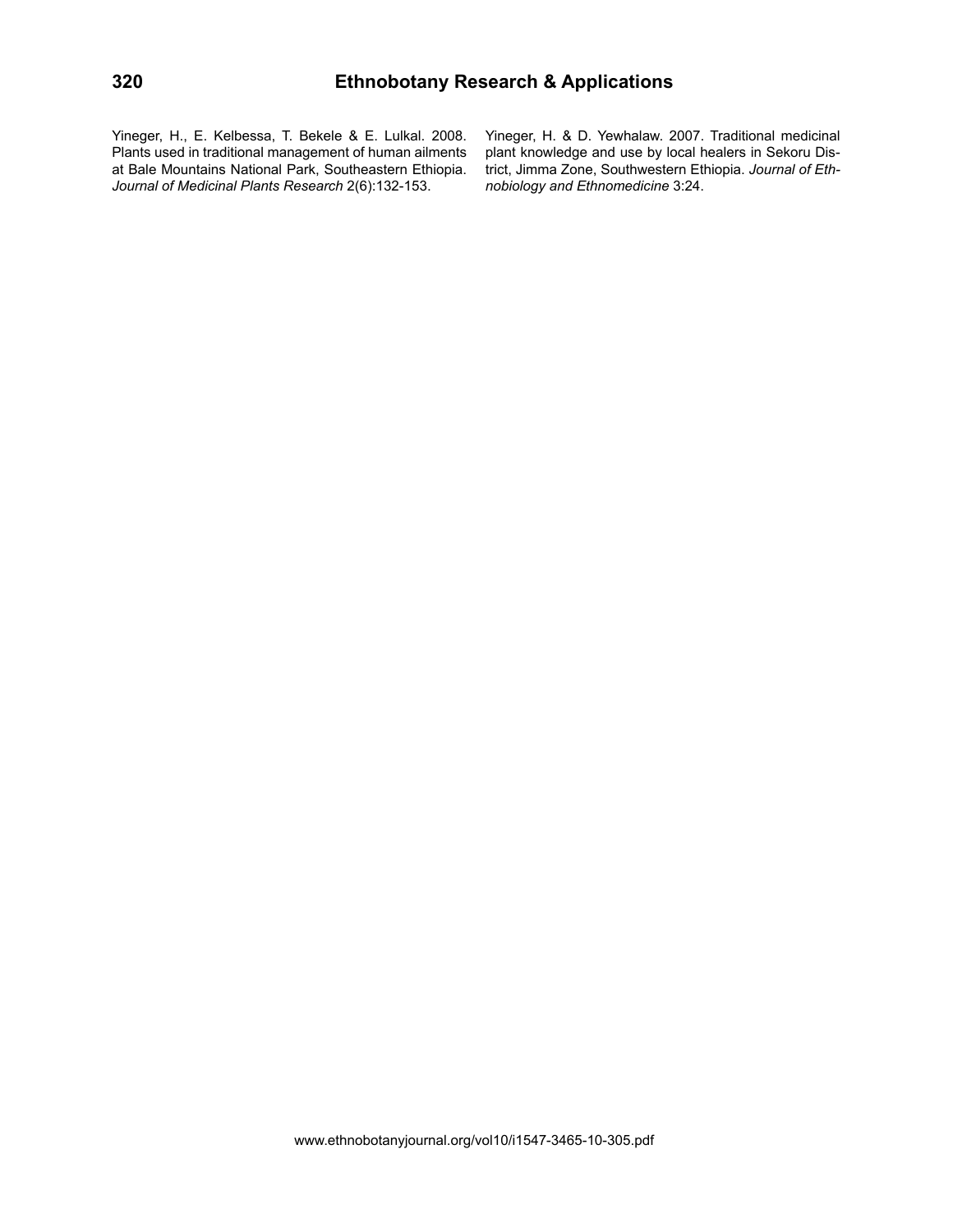Yineger, H., E. Kelbessa, T. Bekele & E. Lulkal. 2008. Plants used in traditional management of human ailments at Bale Mountains National Park, Southeastern Ethiopia. *Journal of Medicinal Plants Research* 2(6):132-153.

Yineger, H. & D. Yewhalaw. 2007. Traditional medicinal plant knowledge and use by local healers in Sekoru District, Jimma Zone, Southwestern Ethiopia. *Journal of Ethnobiology and Ethnomedicine* 3:24.